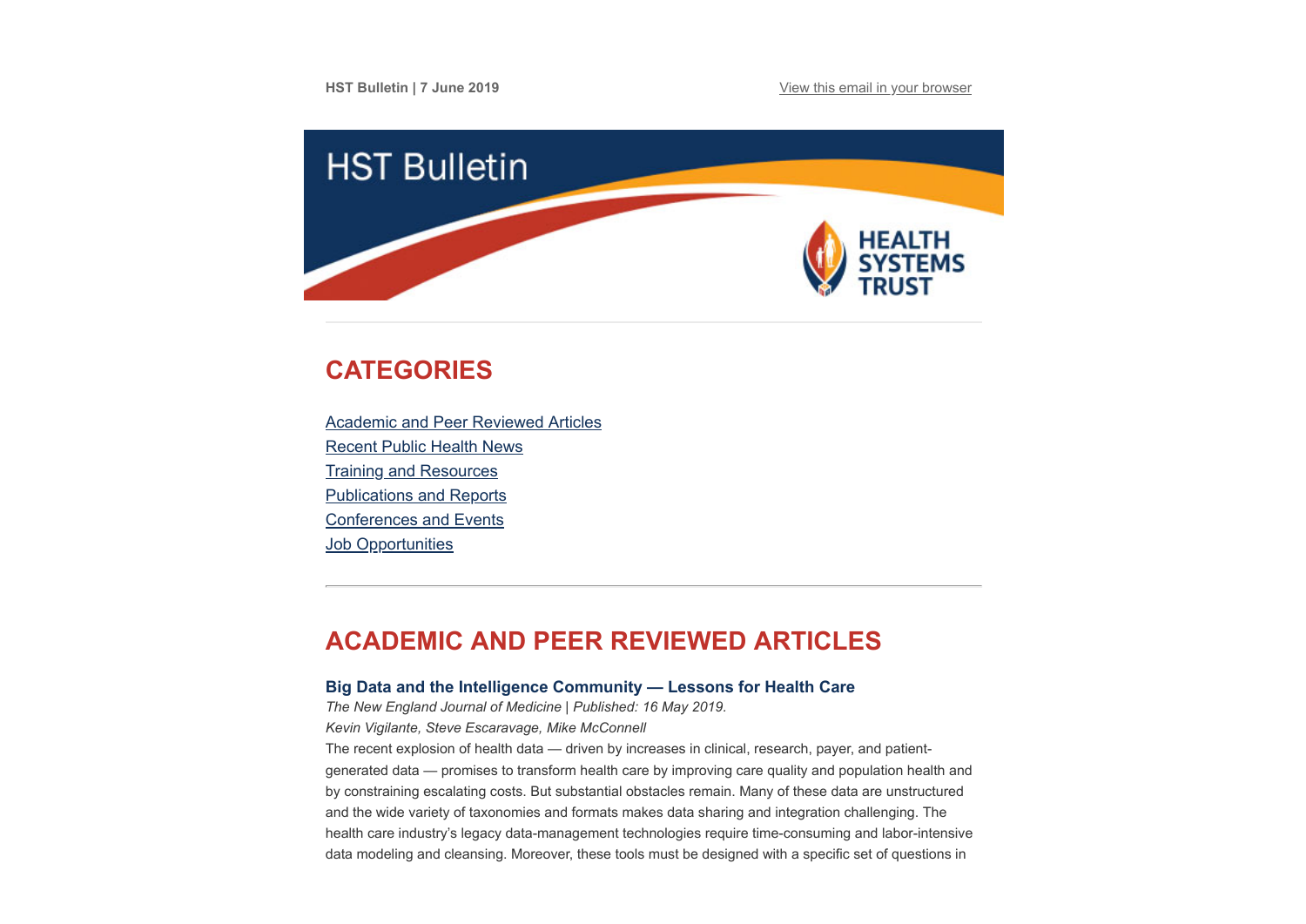HST Bulletin | 7 June 2019

View this email in your browser

HST Bulletin

HEALTH SYSTEMS TRUST

## CATEGORIES

Academic and Peer Reviewed Articles
Recent Public Health News
Training and Resources
Publications and Reports
Conferences and Events
Job Opportunities

---

## ACADEMIC AND PEER REVIEWED ARTICLES

### Big Data and the Intelligence Community — Lessons for Health Care

*The New England Journal of Medicine | Published: 16 May 2019.*
*Kevin Vigilante, Steve Escaravage, Mike McConnell*

The recent explosion of health data — driven by increases in clinical, research, payer, and patient-generated data — promises to transform health care by improving care quality and population health and by constraining escalating costs. But substantial obstacles remain. Many of these data are unstructured and the wide variety of taxonomies and formats makes data sharing and integration challenging. The health care industry's legacy data-management technologies require time-consuming and labor-intensive data modeling and cleansing. Moreover, these tools must be designed with a specific set of questions in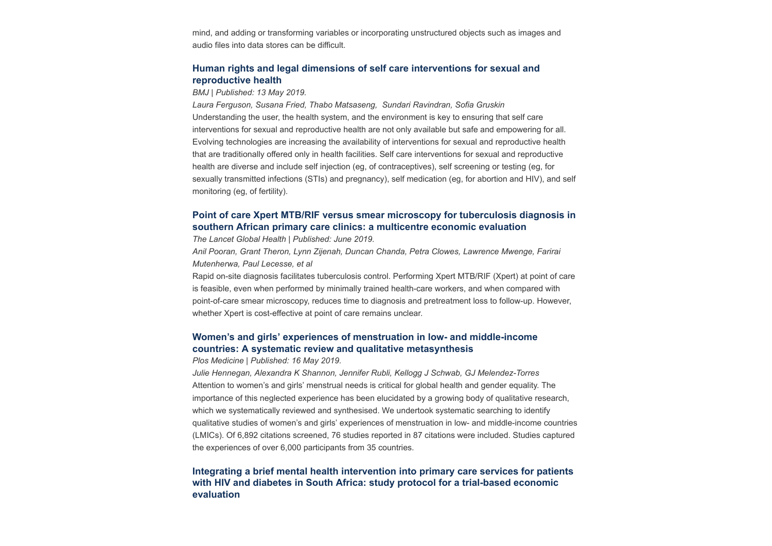mind, and adding or transforming variables or incorporating unstructured objects such as images and audio files into data stores can be difficult.

### Human rights and legal dimensions of self care interventions for sexual and reproductive health

*BMJ | Published: 13 May 2019.*

*Laura Ferguson, Susana Fried, Thabo Matsaseng, Sundari Ravindran, Sofia Gruskin*

Understanding the user, the health system, and the environment is key to ensuring that self care interventions for sexual and reproductive health are not only available but safe and empowering for all. Evolving technologies are increasing the availability of interventions for sexual and reproductive health that are traditionally offered only in health facilities. Self care interventions for sexual and reproductive health are diverse and include self injection (eg, of contraceptives), self screening or testing (eg, for sexually transmitted infections (STIs) and pregnancy), self medication (eg, for abortion and HIV), and self monitoring (eg, of fertility).

### Point of care Xpert MTB/RIF versus smear microscopy for tuberculosis diagnosis in southern African primary care clinics: a multicentre economic evaluation

*The Lancet Global Health | Published: June 2019.*

*Anil Pooran, Grant Theron, Lynn Zijenah, Duncan Chanda, Petra Clowes, Lawrence Mwenge, Farirai Mutenherwa, Paul Lecesse, et al*

Rapid on-site diagnosis facilitates tuberculosis control. Performing Xpert MTB/RIF (Xpert) at point of care is feasible, even when performed by minimally trained health-care workers, and when compared with point-of-care smear microscopy, reduces time to diagnosis and pretreatment loss to follow-up. However, whether Xpert is cost-effective at point of care remains unclear.

### Women's and girls' experiences of menstruation in low- and middle-income countries: A systematic review and qualitative metasynthesis

*Plos Medicine | Published: 16 May 2019.*

*Julie Hennegan, Alexandra K Shannon, Jennifer Rubli, Kellogg J Schwab, GJ Melendez-Torres*

Attention to women's and girls' menstrual needs is critical for global health and gender equality. The importance of this neglected experience has been elucidated by a growing body of qualitative research, which we systematically reviewed and synthesised. We undertook systematic searching to identify qualitative studies of women's and girls' experiences of menstruation in low- and middle-income countries (LMICs). Of 6,892 citations screened, 76 studies reported in 87 citations were included. Studies captured the experiences of over 6,000 participants from 35 countries.

### Integrating a brief mental health intervention into primary care services for patients with HIV and diabetes in South Africa: study protocol for a trial-based economic evaluation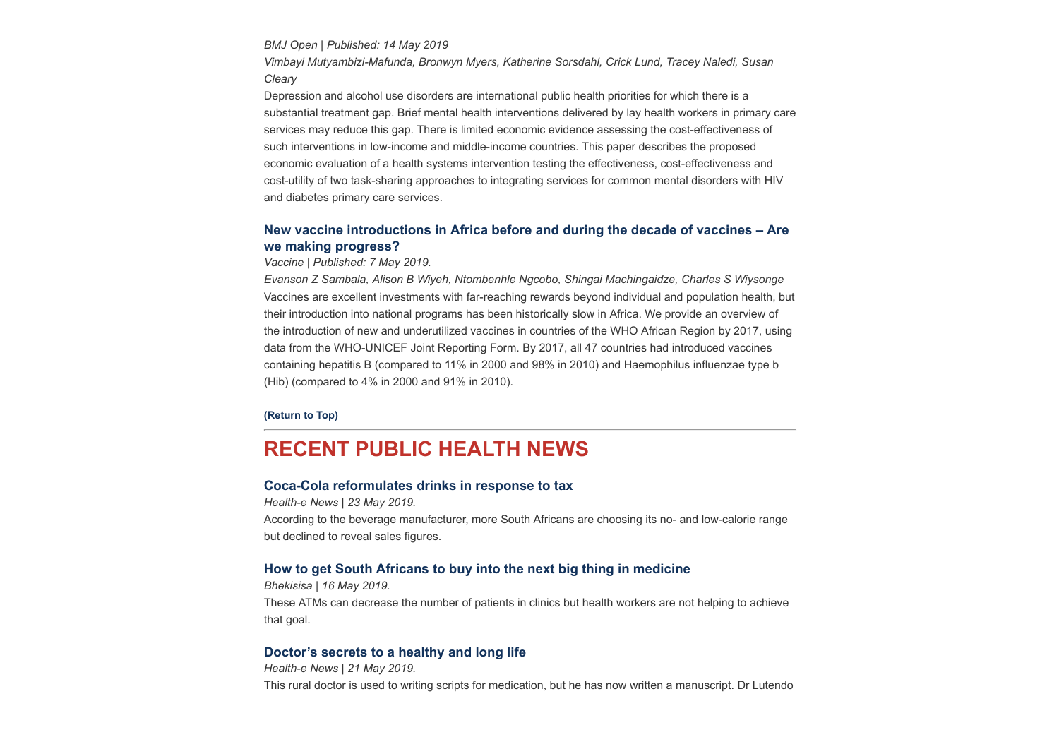*BMJ Open | Published: 14 May 2019*

*Vimbayi Mutyambizi-Mafunda, Bronwyn Myers, Katherine Sorsdahl, Crick Lund, Tracey Naledi, Susan Cleary*

Depression and alcohol use disorders are international public health priorities for which there is a substantial treatment gap. Brief mental health interventions delivered by lay health workers in primary care services may reduce this gap. There is limited economic evidence assessing the cost-effectiveness of such interventions in low-income and middle-income countries. This paper describes the proposed economic evaluation of a health systems intervention testing the effectiveness, cost-effectiveness and cost-utility of two task-sharing approaches to integrating services for common mental disorders with HIV and diabetes primary care services.

### New vaccine introductions in Africa before and during the decade of vaccines – Are we making progress?

*Vaccine | Published: 7 May 2019.*

*Evanson Z Sambala, Alison B Wiyeh, Ntombenhle Ngcobo, Shingai Machingaidze, Charles S Wiysonge*

Vaccines are excellent investments with far-reaching rewards beyond individual and population health, but their introduction into national programs has been historically slow in Africa. We provide an overview of the introduction of new and underutilized vaccines in countries of the WHO African Region by 2017, using data from the WHO-UNICEF Joint Reporting Form. By 2017, all 47 countries had introduced vaccines containing hepatitis B (compared to 11% in 2000 and 98% in 2010) and Haemophilus influenzae type b (Hib) (compared to 4% in 2000 and 91% in 2010).

**(Return to Top)**

---

## RECENT PUBLIC HEALTH NEWS

### Coca-Cola reformulates drinks in response to tax

*Health-e News | 23 May 2019.*

According to the beverage manufacturer, more South Africans are choosing its no- and low-calorie range but declined to reveal sales figures.

### How to get South Africans to buy into the next big thing in medicine

*Bhekisisa | 16 May 2019.*

These ATMs can decrease the number of patients in clinics but health workers are not helping to achieve that goal.

### Doctor's secrets to a healthy and long life

*Health-e News | 21 May 2019.*

This rural doctor is used to writing scripts for medication, but he has now written a manuscript. Dr Lutendo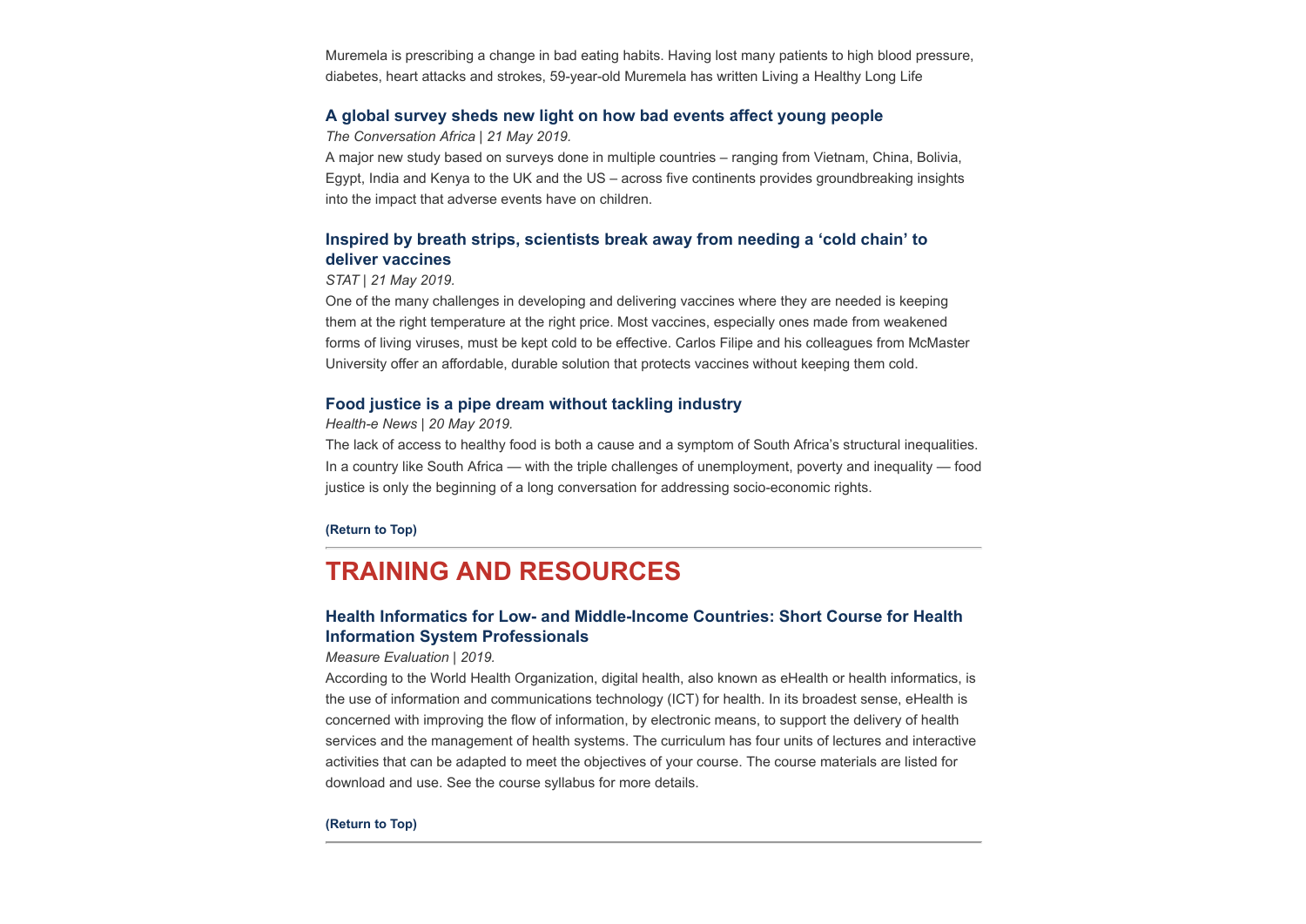Muremela is prescribing a change in bad eating habits. Having lost many patients to high blood pressure, diabetes, heart attacks and strokes, 59-year-old Muremela has written Living a Healthy Long Life

### A global survey sheds new light on how bad events affect young people

*The Conversation Africa | 21 May 2019.*

A major new study based on surveys done in multiple countries – ranging from Vietnam, China, Bolivia, Egypt, India and Kenya to the UK and the US – across five continents provides groundbreaking insights into the impact that adverse events have on children.

### Inspired by breath strips, scientists break away from needing a 'cold chain' to deliver vaccines

*STAT | 21 May 2019.*

One of the many challenges in developing and delivering vaccines where they are needed is keeping them at the right temperature at the right price. Most vaccines, especially ones made from weakened forms of living viruses, must be kept cold to be effective. Carlos Filipe and his colleagues from McMaster University offer an affordable, durable solution that protects vaccines without keeping them cold.

### Food justice is a pipe dream without tackling industry

*Health-e News | 20 May 2019.*

The lack of access to healthy food is both a cause and a symptom of South Africa's structural inequalities. In a country like South Africa — with the triple challenges of unemployment, poverty and inequality — food justice is only the beginning of a long conversation for addressing socio-economic rights.

**(Return to Top)**

---

## TRAINING AND RESOURCES

### Health Informatics for Low- and Middle-Income Countries: Short Course for Health Information System Professionals

*Measure Evaluation | 2019.*

According to the World Health Organization, digital health, also known as eHealth or health informatics, is the use of information and communications technology (ICT) for health. In its broadest sense, eHealth is concerned with improving the flow of information, by electronic means, to support the delivery of health services and the management of health systems. The curriculum has four units of lectures and interactive activities that can be adapted to meet the objectives of your course. The course materials are listed for download and use. See the course syllabus for more details.

**(Return to Top)**

---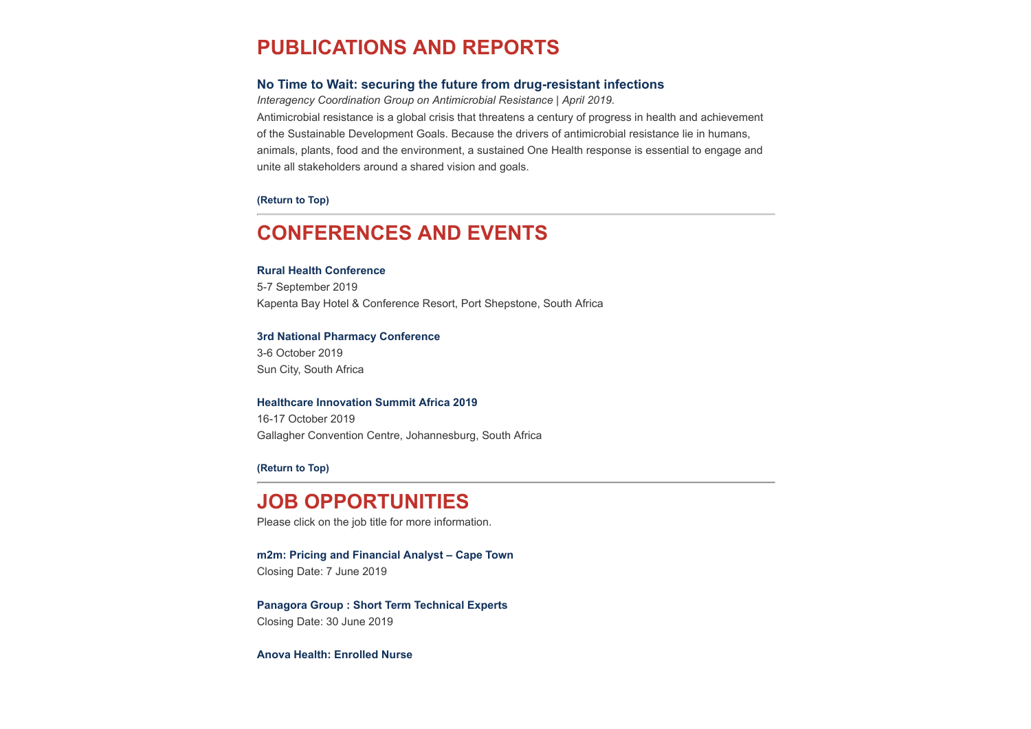# PUBLICATIONS AND REPORTS

### No Time to Wait: securing the future from drug-resistant infections

*Interagency Coordination Group on Antimicrobial Resistance | April 2019.*

Antimicrobial resistance is a global crisis that threatens a century of progress in health and achievement of the Sustainable Development Goals. Because the drivers of antimicrobial resistance lie in humans, animals, plants, food and the environment, a sustained One Health response is essential to engage and unite all stakeholders around a shared vision and goals.

**(Return to Top)**

---

# CONFERENCES AND EVENTS

**Rural Health Conference**
5-7 September 2019
Kapenta Bay Hotel & Conference Resort, Port Shepstone, South Africa

**3rd National Pharmacy Conference**
3-6 October 2019
Sun City, South Africa

**Healthcare Innovation Summit Africa 2019**
16-17 October 2019
Gallagher Convention Centre, Johannesburg, South Africa

**(Return to Top)**

---

# JOB OPPORTUNITIES

Please click on the job title for more information.

**m2m: Pricing and Financial Analyst – Cape Town**
Closing Date: 7 June 2019

**Panagora Group : Short Term Technical Experts**
Closing Date: 30 June 2019

**Anova Health: Enrolled Nurse**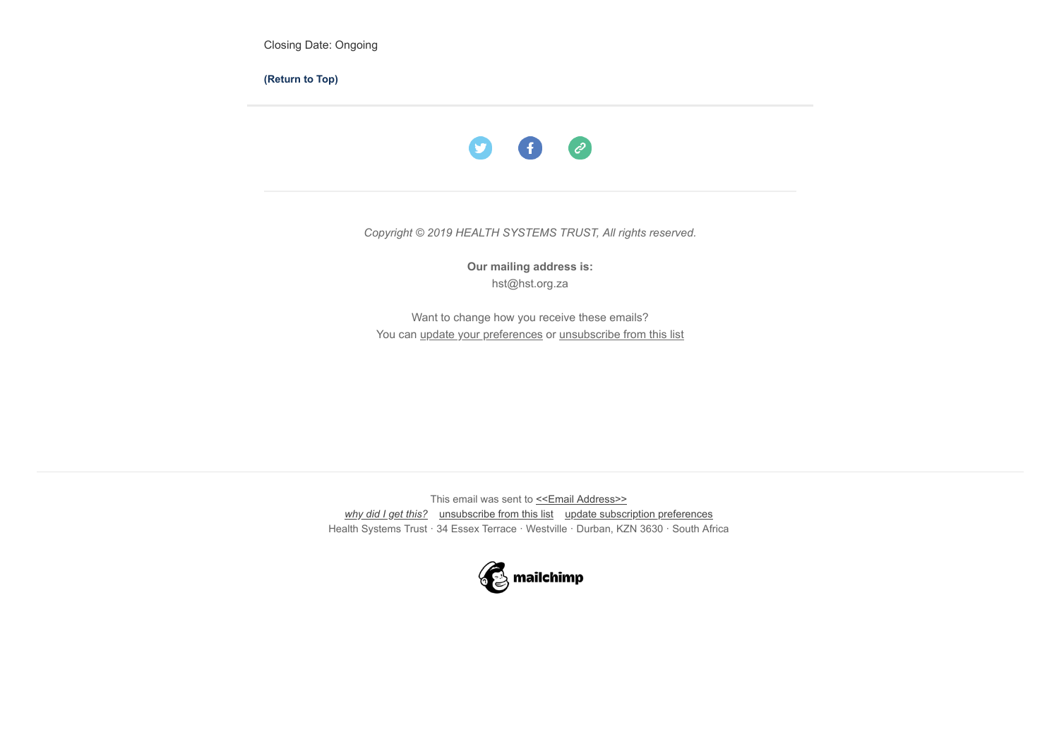Closing Date: Ongoing

**(Return to Top)**

---

*Copyright © 2019 HEALTH SYSTEMS TRUST, All rights reserved.*

**Our mailing address is:**
hst@hst.org.za

Want to change how you receive these emails?
You can update your preferences or unsubscribe from this list

---

This email was sent to <<Email Address>>
*why did I get this?* unsubscribe from this list update subscription preferences
Health Systems Trust · 34 Essex Terrace · Westville · Durban, KZN 3630 · South Africa

mailchimp